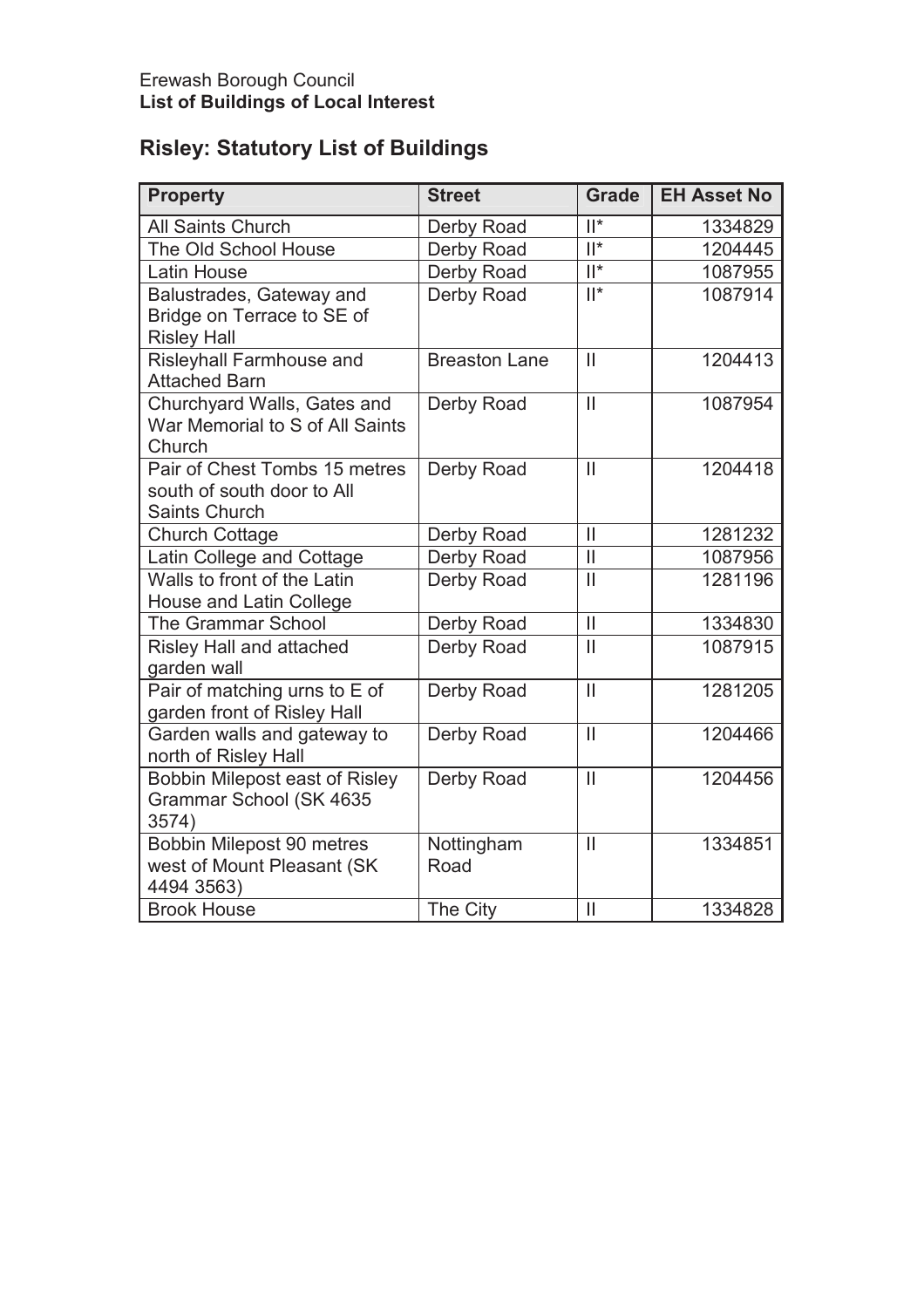Erewash Borough Council

**List of Buildings of Local Interest**

## Risley: Statutory List of Buildings

| Property | Street | Grade | EH Asset No |
|---|---|---|---|
| All Saints Church | Derby Road | II* | 1334829 |
| The Old School House | Derby Road | II* | 1204445 |
| Latin House | Derby Road | II* | 1087955 |
| Balustrades, Gateway and Bridge on Terrace to SE of Risley Hall | Derby Road | II* | 1087914 |
| Risleyhall Farmhouse and Attached Barn | Breaston Lane | II | 1204413 |
| Churchyard Walls, Gates and War Memorial to S of All Saints Church | Derby Road | II | 1087954 |
| Pair of Chest Tombs 15 metres south of south door to All Saints Church | Derby Road | II | 1204418 |
| Church Cottage | Derby Road | II | 1281232 |
| Latin College and Cottage | Derby Road | II | 1087956 |
| Walls to front of the Latin House and Latin College | Derby Road | II | 1281196 |
| The Grammar School | Derby Road | II | 1334830 |
| Risley Hall and attached garden wall | Derby Road | II | 1087915 |
| Pair of matching urns to E of garden front of Risley Hall | Derby Road | II | 1281205 |
| Garden walls and gateway to north of Risley Hall | Derby Road | II | 1204466 |
| Bobbin Milepost east of Risley Grammar School (SK 4635 3574) | Derby Road | II | 1204456 |
| Bobbin Milepost 90 metres west of Mount Pleasant (SK 4494 3563) | Nottingham Road | II | 1334851 |
| Brook House | The City | II | 1334828 |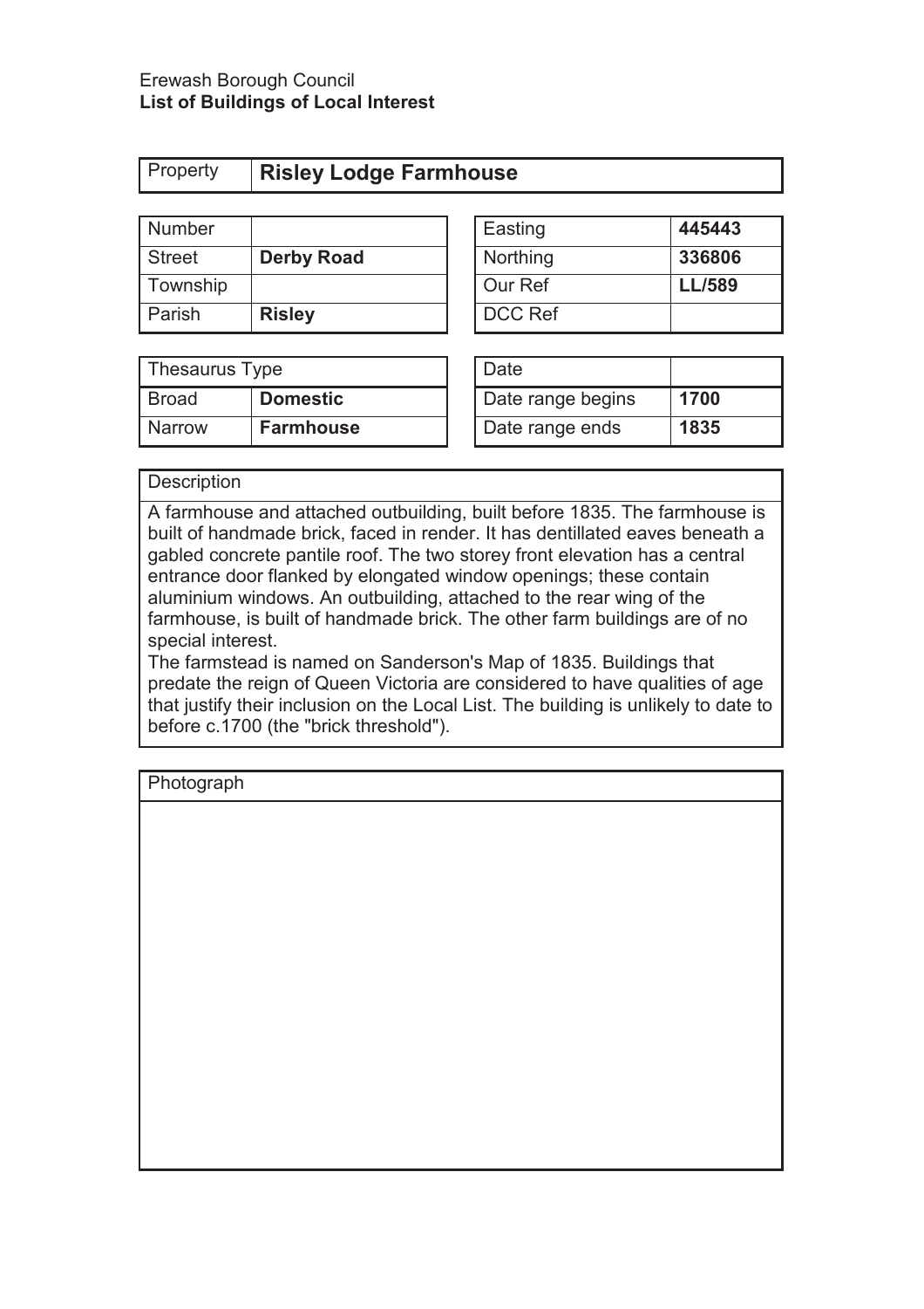Erewash Borough Council
**List of Buildings of Local Interest**

| Property | **Risley Lodge Farmhouse** |
|---|---|

| Number | |
|---|---|
| Street | **Derby Road** |
| Township | |
| Parish | **Risley** |

| Easting | **445443** |
|---|---|
| Northing | **336806** |
| Our Ref | **LL/589** |
| DCC Ref | |

| Thesaurus Type | |
|---|---|
| Broad | **Domestic** |
| Narrow | **Farmhouse** |

| Date | |
|---|---|
| Date range begins | **1700** |
| Date range ends | **1835** |

**Description**

A farmhouse and attached outbuilding, built before 1835. The farmhouse is built of handmade brick, faced in render. It has dentillated eaves beneath a gabled concrete pantile roof. The two storey front elevation has a central entrance door flanked by elongated window openings; these contain aluminium windows. An outbuilding, attached to the rear wing of the farmhouse, is built of handmade brick. The other farm buildings are of no special interest.

The farmstead is named on Sanderson's Map of 1835. Buildings that predate the reign of Queen Victoria are considered to have qualities of age that justify their inclusion on the Local List. The building is unlikely to date to before c.1700 (the "brick threshold").

**Photograph**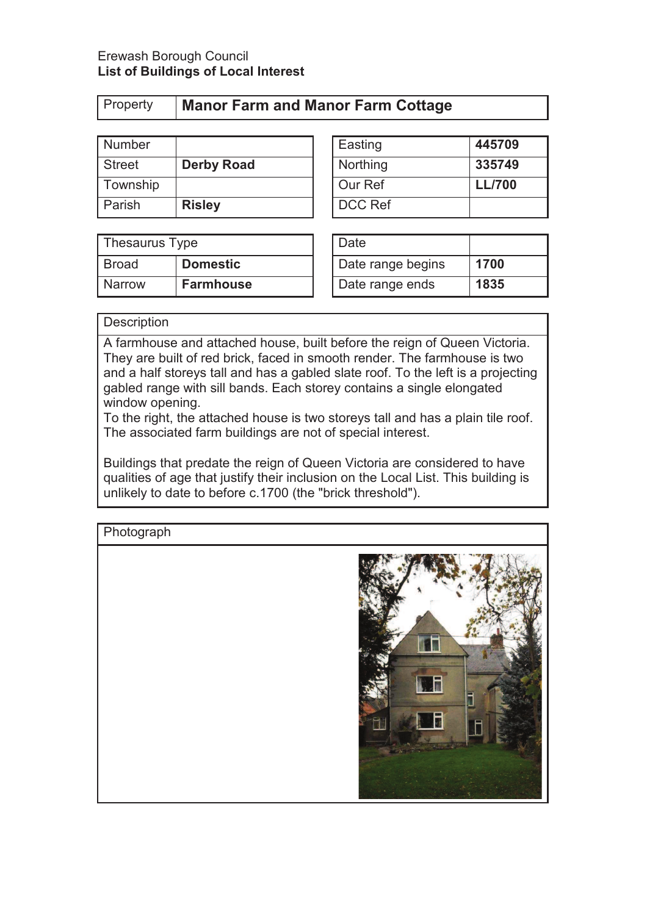Erewash Borough Council
**List of Buildings of Local Interest**

| Property | **Manor Farm and Manor Farm Cottage** |
|---|---|

| | |
|---|---|
| Number | |
| Street | **Derby Road** |
| Township | |
| Parish | **Risley** |

| | |
|---|---|
| Easting | **445709** |
| Northing | **335749** |
| Our Ref | **LL/700** |
| DCC Ref | |

| Thesaurus Type | |
|---|---|
| Broad | **Domestic** |
| Narrow | **Farmhouse** |

| Date | |
|---|---|
| Date range begins | **1700** |
| Date range ends | **1835** |

Description

A farmhouse and attached house, built before the reign of Queen Victoria. They are built of red brick, faced in smooth render. The farmhouse is two and a half storeys tall and has a gabled slate roof. To the left is a projecting gabled range with sill bands. Each storey contains a single elongated window opening.
To the right, the attached house is two storeys tall and has a plain tile roof. The associated farm buildings are not of special interest.

Buildings that predate the reign of Queen Victoria are considered to have qualities of age that justify their inclusion on the Local List. This building is unlikely to date to before c.1700 (the "brick threshold").

Photograph